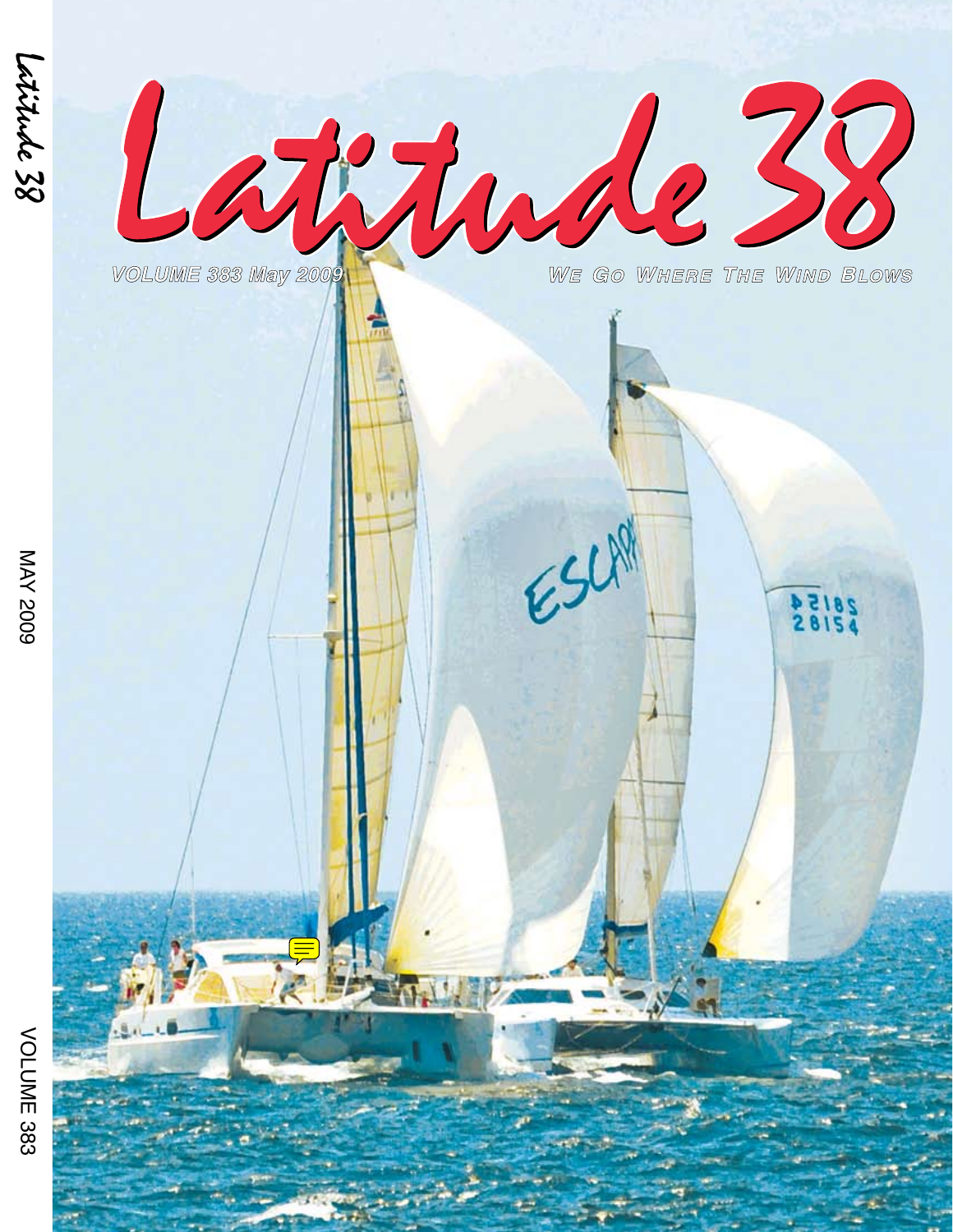# Latitude 38

VOLUME 383 May 2009

WE GO WHERE THE WIND BLOWS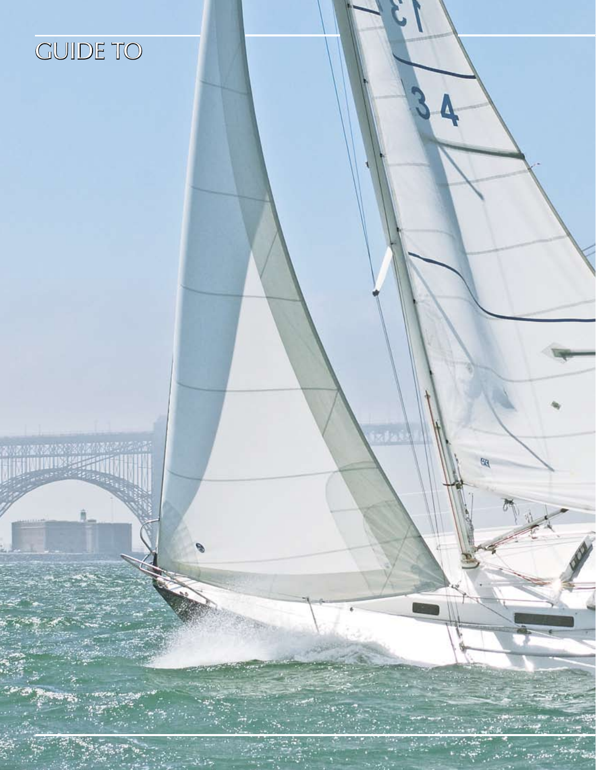GUIDE TO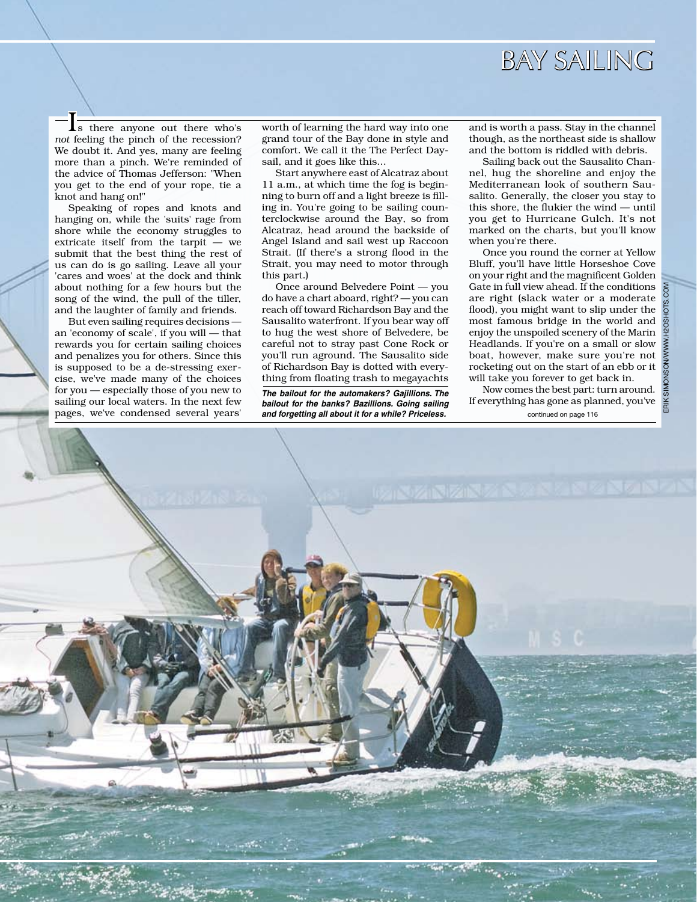# BAY SAILING

Is there anyone out there who's *not* feeling the pinch of the recession? We doubt it. And yes, many are feeling more than a pinch. We're reminded of the advice of Thomas Jefferson: "When you get to the end of your rope, tie a knot and hang on!"

Speaking of ropes and knots and hanging on, while the 'suits' rage from shore while the economy struggles to extricate itself from the tarpit — we submit that the best thing the rest of us can do is go sailing. Leave all your 'cares and woes' at the dock and think about nothing for a few hours but the song of the wind, the pull of the tiller, and the laughter of family and friends.

But even sailing requires decisions — an 'economy of scale', if you will — that rewards you for certain sailing choices and penalizes you for others. Since this is supposed to be a de-stressing exercise, we've made many of the choices for you — especially those of you new to sailing our local waters. In the next few pages, we've condensed several years' worth of learning the hard way into one grand tour of the Bay done in style and comfort. We call it the The Perfect Daysail, and it goes like this...

Start anywhere east of Alcatraz about 11 a.m., at which time the fog is beginning to burn off and a light breeze is filling in. You're going to be sailing counterclockwise around the Bay, so from Alcatraz, head around the backside of Angel Island and sail west up Raccoon Strait. (If there's a strong flood in the Strait, you may need to motor through this part.)

Once around Belvedere Point — you do have a chart aboard, right? — you can reach off toward Richardson Bay and the Sausalito waterfront. If you bear way off to hug the west shore of Belvedere, be careful not to stray past Cone Rock or you'll run aground. The Sausalito side of Richardson Bay is dotted with everything from floating trash to megayachts and is worth a pass. Stay in the channel though, as the northeast side is shallow and the bottom is riddled with debris.

Sailing back out the Sausalito Channel, hug the shoreline and enjoy the Mediterranean look of southern Sausalito. Generally, the closer you stay to this shore, the flukier the wind — until you get to Hurricane Gulch. It's not marked on the charts, but you'll know when you're there.

Once you round the corner at Yellow Bluff, you'll have little Horseshoe Cove on your right and the magnificent Golden Gate in full view ahead. If the conditions are right (slack water or a moderate flood), you might want to slip under the most famous bridge in the world and enjoy the unspoiled scenery of the Marin Headlands. If you're on a small or slow boat, however, make sure you're not rocketing out on the start of an ebb or it will take you forever to get back in.

Now comes the best part: turn around. If everything has gone as planned, you've

continued on page 116

***The bailout for the automakers? Gajillions. The bailout for the banks? Bazillions. Going sailing and forgetting all about it for a while? Priceless.***

ERIK SIMONSON/WWW.H2OSHOTS.COM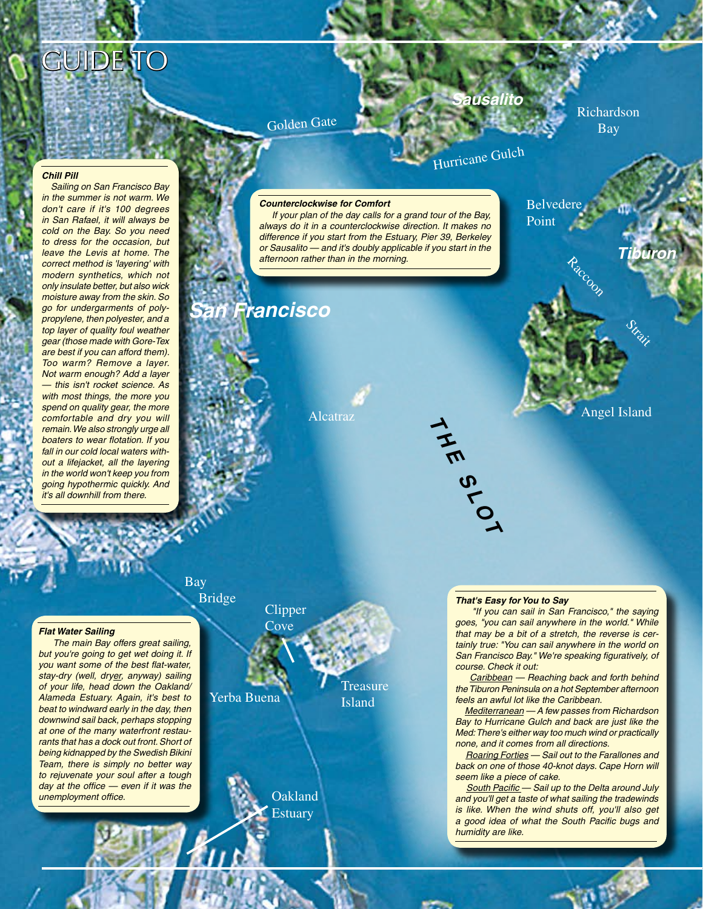# GUIDE TO

### Chill Pill

*Sailing on San Francisco Bay in the summer is not warm. We don't care if it's 100 degrees in San Rafael, it will always be cold on the Bay. So you need to dress for the occasion, but leave the Levis at home. The correct method is 'layering' with modern synthetics, which not only insulate better, but also wick moisture away from the skin. So go for undergarments of polypropylene, then polyester, and a top layer of quality foul weather gear (those made with Gore-Tex are best if you can afford them). Too warm? Remove a layer. Not warm enough? Add a layer — this isn't rocket science. As with most things, the more you spend on quality gear, the more comfortable and dry you will remain. We also strongly urge all boaters to wear flotation. If you fall in our cold local waters without a lifejacket, all the layering in the world won't keep you from going hypothermic quickly. And it's all downhill from there.*

### Counterclockwise for Comfort

*If your plan of the day calls for a grand tour of the Bay, always do it in a counterclockwise direction. It makes no difference if you start from the Estuary, Pier 39, Berkeley or Sausalito — and it's doubly applicable if you start in the afternoon rather than in the morning.*

### Flat Water Sailing

*The main Bay offers great sailing, but you're going to get wet doing it. If you want some of the best flat-water, stay-dry (well, dryer, anyway) sailing of your life, head down the Oakland/Alameda Estuary. Again, it's best to beat to windward early in the day, then downwind sail back, perhaps stopping at one of the many waterfront restaurants that has a dock out front. Short of being kidnapped by the Swedish Bikini Team, there is simply no better way to rejuvenate your soul after a tough day at the office — even if it was the unemployment office.*

### That's Easy for You to Say

*"If you can sail in San Francisco," the saying goes, "you can sail anywhere in the world." While that may be a bit of a stretch, the reverse is certainly true: "You can sail anywhere in the world on San Francisco Bay." We're speaking figuratively, of course. Check it out:*

*Caribbean — Reaching back and forth behind the Tiburon Peninsula on a hot September afternoon feels an awful lot like the Caribbean.*

*Mediterranean — A few passes from Richardson Bay to Hurricane Gulch and back are just like the Med: There's either way too much wind or practically none, and it comes from all directions.*

*Roaring Forties — Sail out to the Farallones and back on one of those 40-knot days. Cape Horn will seem like a piece of cake.*

*South Pacific — Sail up to the Delta around July and you'll get a taste of what sailing the tradewinds is like. When the wind shuts off, you'll also get a good idea of what the South Pacific bugs and humidity are like.*

Golden Gate · Sausalito · Richardson Bay · Hurricane Gulch · Belvedere Point · Tiburon · Raccoon Strait · San Francisco · Alcatraz · Angel Island · THE SLOT · Bay Bridge · Clipper Cove · Yerba Buena · Treasure Island · Oakland Estuary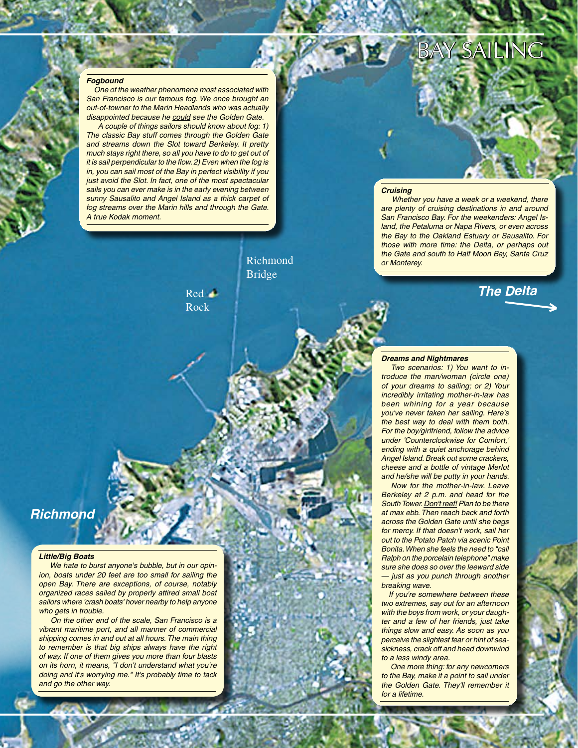# BAY SAILING

### Fogbound

One of the weather phenomena most associated with San Francisco is our famous fog. We once brought an out-of-towner to the Marin Headlands who was actually disappointed because he could see the Golden Gate.

A couple of things sailors should know about fog: 1) The classic Bay stuff comes through the Golden Gate and streams down the Slot toward Berkeley. It pretty much stays right there, so all you have to do to get out of it is sail perpendicular to the flow. 2) Even when the fog is in, you can sail most of the Bay in perfect visibility if you just avoid the Slot. In fact, one of the most spectacular sails you can ever make is in the early evening between sunny Sausalito and Angel Island as a thick carpet of fog streams over the Marin hills and through the Gate. A true Kodak moment.

### Cruising

Whether you have a week or a weekend, there are plenty of cruising destinations in and around San Francisco Bay. For the weekenders: Angel Island, the Petaluma or Napa Rivers, or even across the Bay to the Oakland Estuary or Sausalito. For those with more time: the Delta, or perhaps out the Gate and south to Half Moon Bay, Santa Cruz or Monterey.

Richmond Bridge

Red Rock

**The Delta**

**Richmond**

### Little/Big Boats

We hate to burst anyone's bubble, but in our opinion, boats under 20 feet are too small for sailing the open Bay. There are exceptions, of course, notably organized races sailed by properly attired small boat sailors where 'crash boats' hover nearby to help anyone who gets in trouble.

On the other end of the scale, San Francisco is a vibrant maritime port, and all manner of commercial shipping comes in and out at all hours. The main thing to remember is that big ships always have the right of way. If one of them gives you more than four blasts on its horn, it means, "I don't understand what you're doing and it's worrying me." It's probably time to tack and go the other way.

### Dreams and Nightmares

Two scenarios: 1) You want to introduce the man/woman (circle one) of your dreams to sailing; or 2) Your incredibly irritating mother-in-law has been whining for a year because you've never taken her sailing. Here's the best way to deal with them both. For the boy/girlfriend, follow the advice under 'Counterclockwise for Comfort,' ending with a quiet anchorage behind Angel Island. Break out some crackers, cheese and a bottle of vintage Merlot and he/she will be putty in your hands.

Now for the mother-in-law. Leave Berkeley at 2 p.m. and head for the South Tower. Don't reef! Plan to be there at max ebb. Then reach back and forth across the Golden Gate until she begs for mercy. If that doesn't work, sail her out to the Potato Patch via scenic Point Bonita. When she feels the need to "call Ralph on the porcelain telephone" make sure she does so over the leeward side — just as you punch through another breaking wave.

If you're somewhere between these two extremes, say out for an afternoon with the boys from work, or your daughter and a few of her friends, just take things slow and easy. As soon as you perceive the slightest fear or hint of seasickness, crack off and head downwind to a less windy area.

One more thing: for any newcomers to the Bay, make it a point to sail under the Golden Gate. They'll remember it for a lifetime.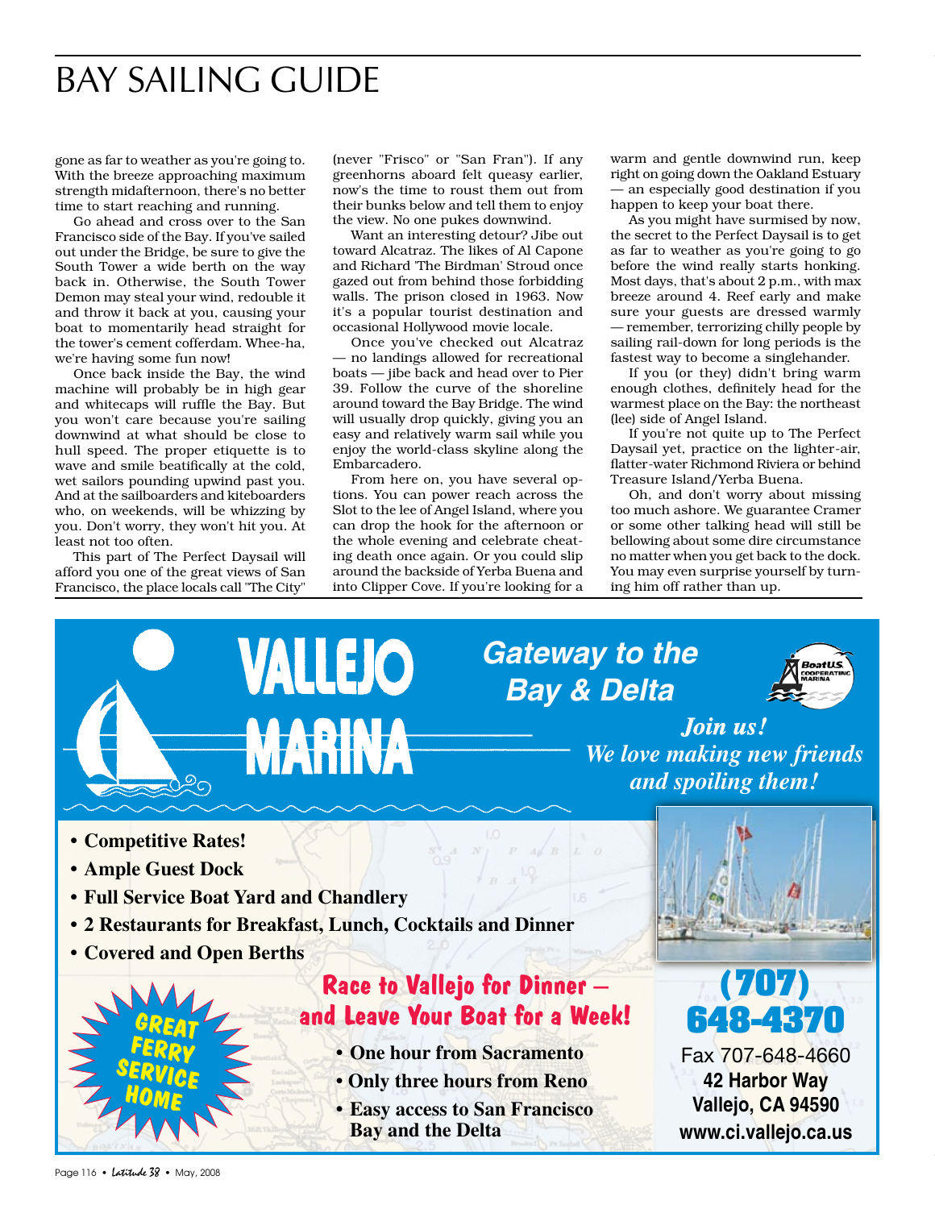# BAY SAILING GUIDE

gone as far to weather as you're going to. With the breeze approaching maximum strength midafternoon, there's no better time to start reaching and running.

Go ahead and cross over to the San Francisco side of the Bay. If you've sailed out under the Bridge, be sure to give the South Tower a wide berth on the way back in. Otherwise, the South Tower Demon may steal your wind, redouble it and throw it back at you, causing your boat to momentarily head straight for the tower's cement cofferdam. Whee-ha, we're having some fun now!

Once back inside the Bay, the wind machine will probably be in high gear and whitecaps will ruffle the Bay. But you won't care because you're sailing downwind at what should be close to hull speed. The proper etiquette is to wave and smile beatifically at the cold, wet sailors pounding upwind past you. And at the sailboarders and kiteboarders who, on weekends, will be whizzing by you. Don't worry, they won't hit you. At least not too often.

This part of The Perfect Daysail will afford you one of the great views of San Francisco, the place locals call "The City" (never "Frisco" or "San Fran"). If any greenhorns aboard felt queasy earlier, now's the time to roust them out from their bunks below and tell them to enjoy the view. No one pukes downwind.

Want an interesting detour? Jibe out toward Alcatraz. The likes of Al Capone and Richard 'The Birdman' Stroud once gazed out from behind those forbidding walls. The prison closed in 1963. Now it's a popular tourist destination and occasional Hollywood movie locale.

Once you've checked out Alcatraz — no landings allowed for recreational boats — jibe back and head over to Pier 39. Follow the curve of the shoreline around toward the Bay Bridge. The wind will usually drop quickly, giving you an easy and relatively warm sail while you enjoy the world-class skyline along the Embarcadero.

From here on, you have several options. You can power reach across the Slot to the lee of Angel Island, where you can drop the hook for the afternoon or the whole evening and celebrate cheating death once again. Or you could slip around the backside of Yerba Buena and into Clipper Cove. If you're looking for a warm and gentle downwind run, keep right on going down the Oakland Estuary — an especially good destination if you happen to keep your boat there.

As you might have surmised by now, the secret to the Perfect Daysail is to get as far to weather as you're going to go before the wind really starts honking. Most days, that's about 2 p.m., with max breeze around 4. Reef early and make sure your guests are dressed warmly — remember, terrorizing chilly people by sailing rail-down for long periods is the fastest way to become a singlehander.

If you (or they) didn't bring warm enough clothes, definitely head for the warmest place on the Bay: the northeast (lee) side of Angel Island.

If you're not quite up to The Perfect Daysail yet, practice on the lighter-air, flatter-water Richmond Riviera or behind Treasure Island/Yerba Buena.

Oh, and don't worry about missing too much ashore. We guarantee Cramer or some other talking head will still be bellowing about some dire circumstance no matter when you get back to the dock. You may even surprise yourself by turning him off rather than up.

---

## VALLEJO MARINA

*Gateway to the Bay & Delta*

BoatU.S. Cooperating Marina

***Join us! We love making new friends and spoiling them!***

- **Competitive Rates!**
- **Ample Guest Dock**
- **Full Service Boat Yard and Chandlery**
- **2 Restaurants for Breakfast, Lunch, Cocktails and Dinner**
- **Covered and Open Berths**

GREAT FERRY SERVICE HOME

**Race to Vallejo for Dinner – and Leave Your Boat for a Week!**

- **One hour from Sacramento**
- **Only three hours from Reno**
- **Easy access to San Francisco Bay and the Delta**

**(707) 648-4370**

Fax 707-648-4660

**42 Harbor Way**
**Vallejo, CA 94590**
**www.ci.vallejo.ca.us**